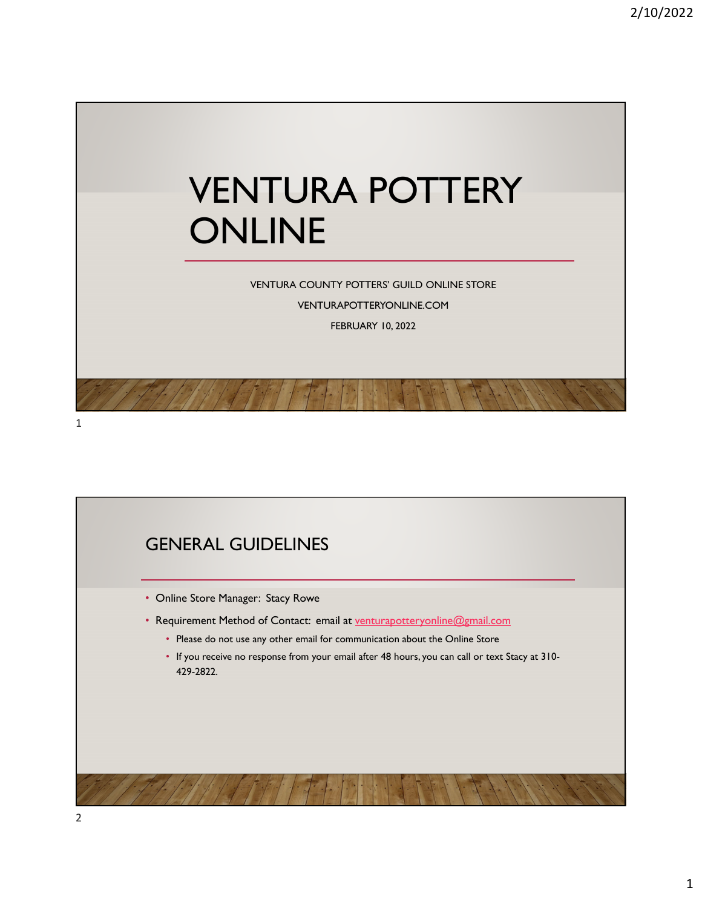# VENTURA POTTERY ONLINE

VENTURA COUNTY POTTERS' GUILD ONLINE STORE

VENTURAPOTTERYONLINE.COM

FEBRUARY 10, 2022

## GENERAL GUIDELINES

- Online Store Manager: Stacy Rowe
- Requirement Method of Contact: email at venturapotteryonline@gmail.com
  - Please do not use any other email for communication about the Online Store
  - If you receive no response from your email after 48 hours, you can call or text Stacy at 310-429-2822.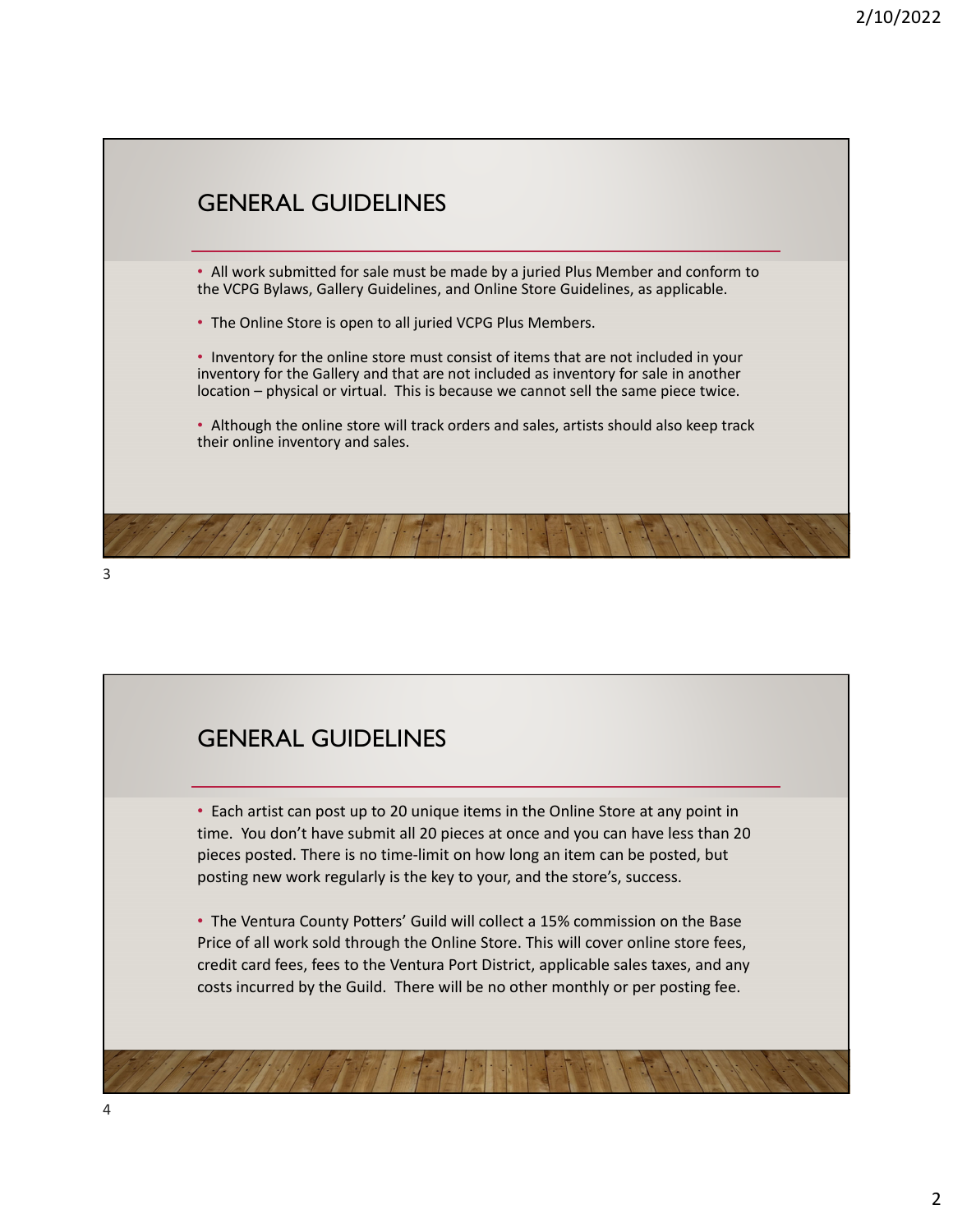## GENERAL GUIDELINES

- All work submitted for sale must be made by a juried Plus Member and conform to the VCPG Bylaws, Gallery Guidelines, and Online Store Guidelines, as applicable.
- The Online Store is open to all juried VCPG Plus Members.
- Inventory for the online store must consist of items that are not included in your inventory for the Gallery and that are not included as inventory for sale in another location – physical or virtual. This is because we cannot sell the same piece twice.
- Although the online store will track orders and sales, artists should also keep track their online inventory and sales.

## GENERAL GUIDELINES

- Each artist can post up to 20 unique items in the Online Store at any point in time. You don't have submit all 20 pieces at once and you can have less than 20 pieces posted. There is no time-limit on how long an item can be posted, but posting new work regularly is the key to your, and the store's, success.
- The Ventura County Potters' Guild will collect a 15% commission on the Base Price of all work sold through the Online Store. This will cover online store fees, credit card fees, fees to the Ventura Port District, applicable sales taxes, and any costs incurred by the Guild. There will be no other monthly or per posting fee.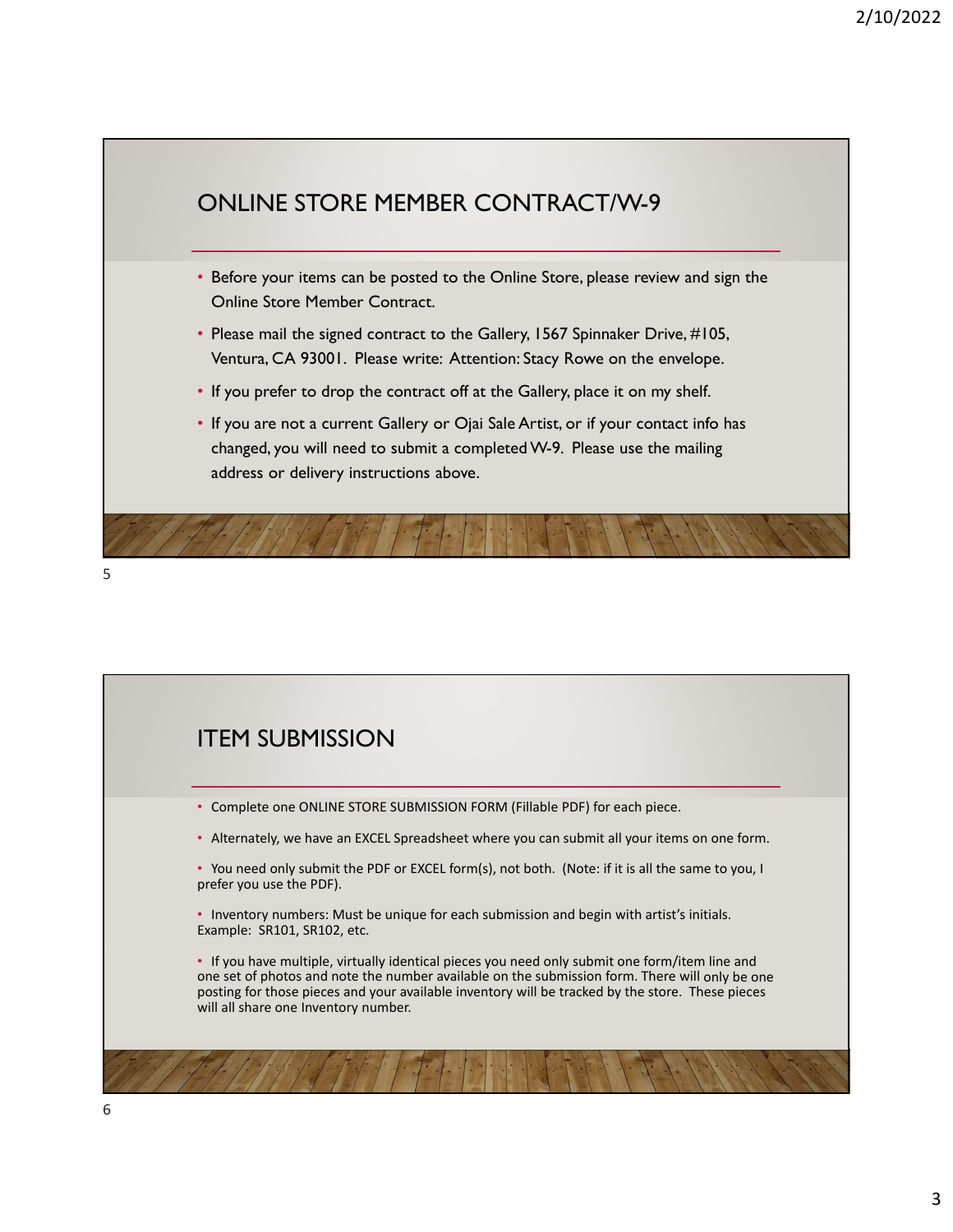## ONLINE STORE MEMBER CONTRACT/W-9

- Before your items can be posted to the Online Store, please review and sign the Online Store Member Contract.
- Please mail the signed contract to the Gallery, 1567 Spinnaker Drive, #105, Ventura, CA 93001. Please write: Attention: Stacy Rowe on the envelope.
- If you prefer to drop the contract off at the Gallery, place it on my shelf.
- If you are not a current Gallery or Ojai Sale Artist, or if your contact info has changed, you will need to submit a completed W-9. Please use the mailing address or delivery instructions above.

## ITEM SUBMISSION

- Complete one ONLINE STORE SUBMISSION FORM (Fillable PDF) for each piece.
- Alternately, we have an EXCEL Spreadsheet where you can submit all your items on one form.
- You need only submit the PDF or EXCEL form(s), not both. (Note: if it is all the same to you, I prefer you use the PDF).
- Inventory numbers: Must be unique for each submission and begin with artist's initials. Example: SR101, SR102, etc.
- If you have multiple, virtually identical pieces you need only submit one form/item line and one set of photos and note the number available on the submission form. There will only be one posting for those pieces and your available inventory will be tracked by the store. These pieces will all share one Inventory number.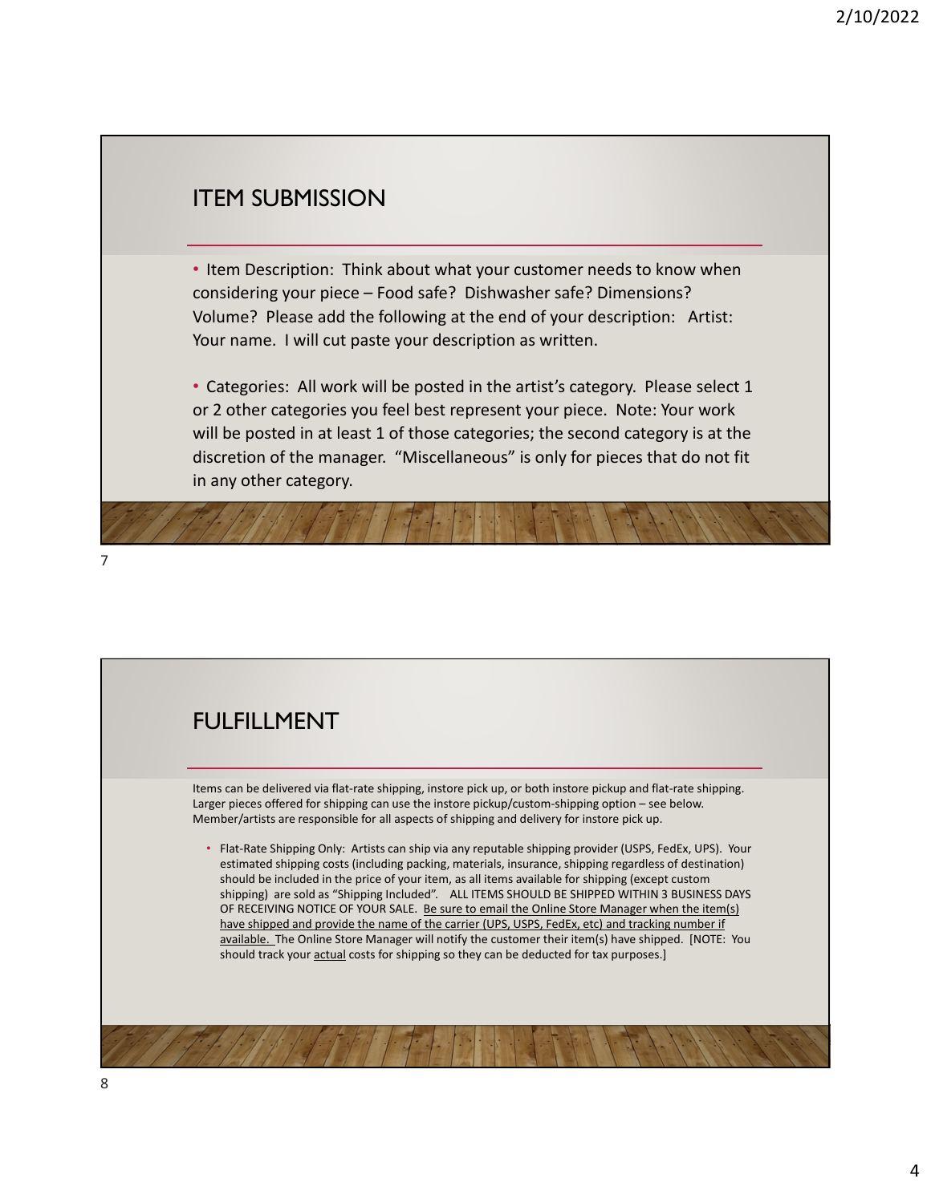## ITEM SUBMISSION

- Item Description: Think about what your customer needs to know when considering your piece – Food safe? Dishwasher safe? Dimensions? Volume? Please add the following at the end of your description: Artist: Your name. I will cut paste your description as written.

- Categories: All work will be posted in the artist's category. Please select 1 or 2 other categories you feel best represent your piece. Note: Your work will be posted in at least 1 of those categories; the second category is at the discretion of the manager. "Miscellaneous" is only for pieces that do not fit in any other category.

## FULFILLMENT

Items can be delivered via flat-rate shipping, instore pick up, or both instore pickup and flat-rate shipping. Larger pieces offered for shipping can use the instore pickup/custom-shipping option – see below. Member/artists are responsible for all aspects of shipping and delivery for instore pick up.

- Flat-Rate Shipping Only: Artists can ship via any reputable shipping provider (USPS, FedEx, UPS). Your estimated shipping costs (including packing, materials, insurance, shipping regardless of destination) should be included in the price of your item, as all items available for shipping (except custom shipping) are sold as "Shipping Included". ALL ITEMS SHOULD BE SHIPPED WITHIN 3 BUSINESS DAYS OF RECEIVING NOTICE OF YOUR SALE. Be sure to email the Online Store Manager when the item(s) have shipped and provide the name of the carrier (UPS, USPS, FedEx, etc) and tracking number if available. The Online Store Manager will notify the customer their item(s) have shipped. [NOTE: You should track your actual costs for shipping so they can be deducted for tax purposes.]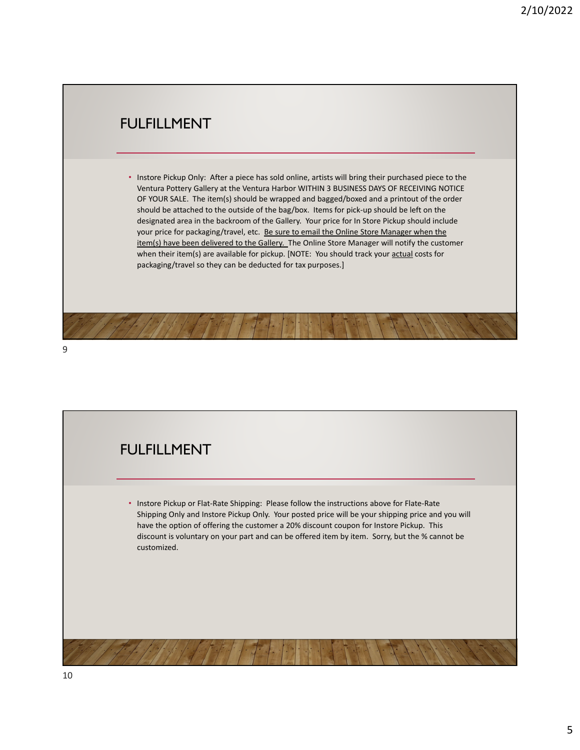## FULFILLMENT

- Instore Pickup Only: After a piece has sold online, artists will bring their purchased piece to the Ventura Pottery Gallery at the Ventura Harbor WITHIN 3 BUSINESS DAYS OF RECEIVING NOTICE OF YOUR SALE. The item(s) should be wrapped and bagged/boxed and a printout of the order should be attached to the outside of the bag/box. Items for pick-up should be left on the designated area in the backroom of the Gallery. Your price for In Store Pickup should include your price for packaging/travel, etc. <u>Be sure to email the Online Store Manager when the item(s) have been delivered to the Gallery.</u> The Online Store Manager will notify the customer when their item(s) are available for pickup. [NOTE: You should track your <u>actual</u> costs for packaging/travel so they can be deducted for tax purposes.]

## FULFILLMENT

- Instore Pickup or Flat-Rate Shipping: Please follow the instructions above for Flate-Rate Shipping Only and Instore Pickup Only. Your posted price will be your shipping price and you will have the option of offering the customer a 20% discount coupon for Instore Pickup. This discount is voluntary on your part and can be offered item by item. Sorry, but the % cannot be customized.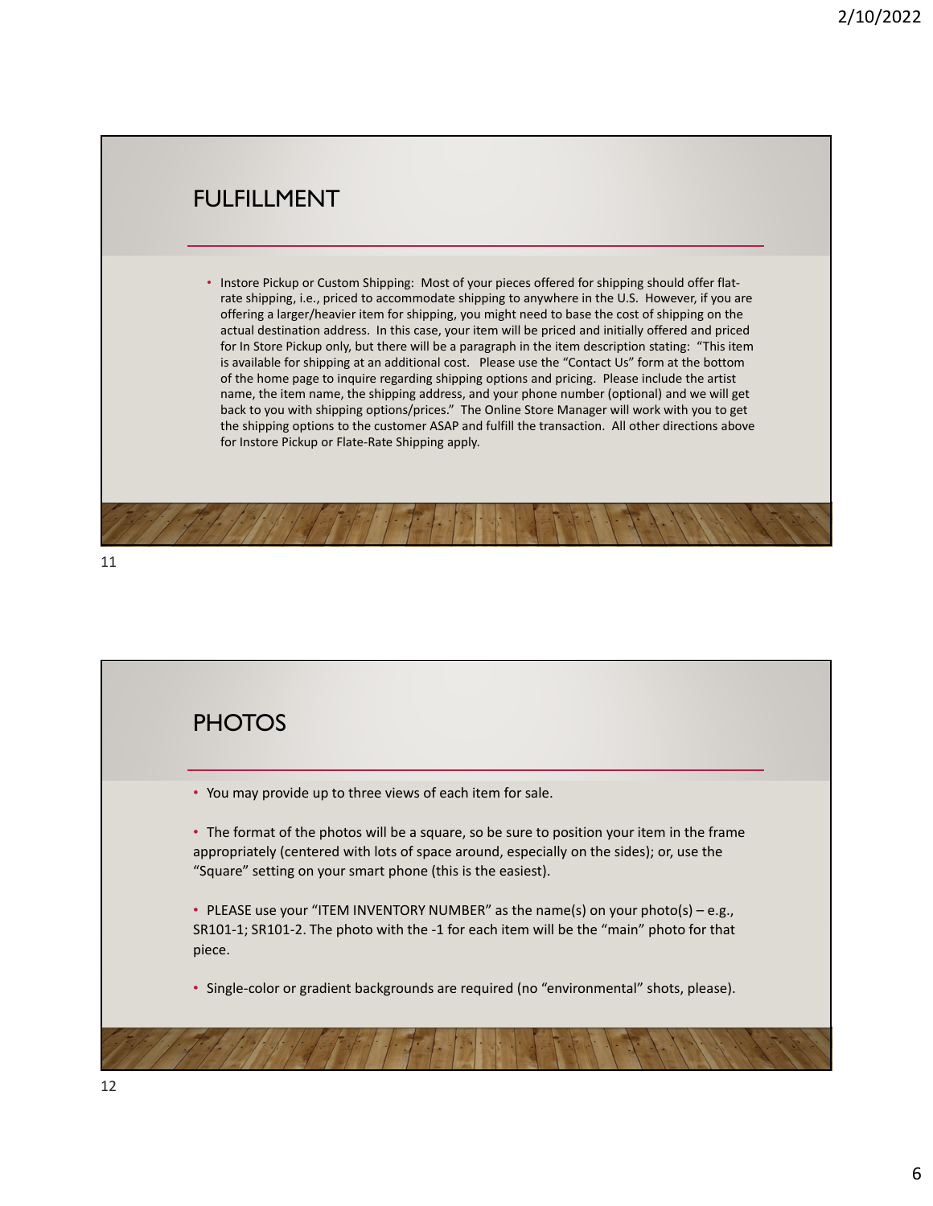## FULFILLMENT

- Instore Pickup or Custom Shipping: Most of your pieces offered for shipping should offer flat-rate shipping, i.e., priced to accommodate shipping to anywhere in the U.S. However, if you are offering a larger/heavier item for shipping, you might need to base the cost of shipping on the actual destination address. In this case, your item will be priced and initially offered and priced for In Store Pickup only, but there will be a paragraph in the item description stating: "This item is available for shipping at an additional cost. Please use the "Contact Us" form at the bottom of the home page to inquire regarding shipping options and pricing. Please include the artist name, the item name, the shipping address, and your phone number (optional) and we will get back to you with shipping options/prices." The Online Store Manager will work with you to get the shipping options to the customer ASAP and fulfill the transaction. All other directions above for Instore Pickup or Flate-Rate Shipping apply.

## PHOTOS

- You may provide up to three views of each item for sale.
- The format of the photos will be a square, so be sure to position your item in the frame appropriately (centered with lots of space around, especially on the sides); or, use the "Square" setting on your smart phone (this is the easiest).
- PLEASE use your "ITEM INVENTORY NUMBER" as the name(s) on your photo(s) – e.g., SR101-1; SR101-2. The photo with the -1 for each item will be the "main" photo for that piece.
- Single-color or gradient backgrounds are required (no "environmental" shots, please).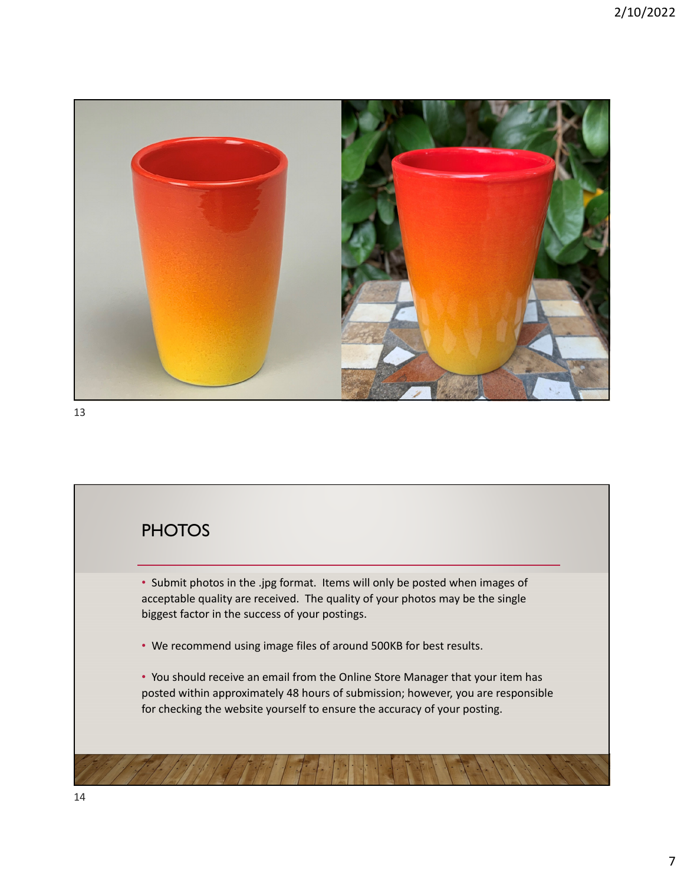## PHOTOS

- Submit photos in the .jpg format. Items will only be posted when images of acceptable quality are received. The quality of your photos may be the single biggest factor in the success of your postings.
- We recommend using image files of around 500KB for best results.
- You should receive an email from the Online Store Manager that your item has posted within approximately 48 hours of submission; however, you are responsible for checking the website yourself to ensure the accuracy of your posting.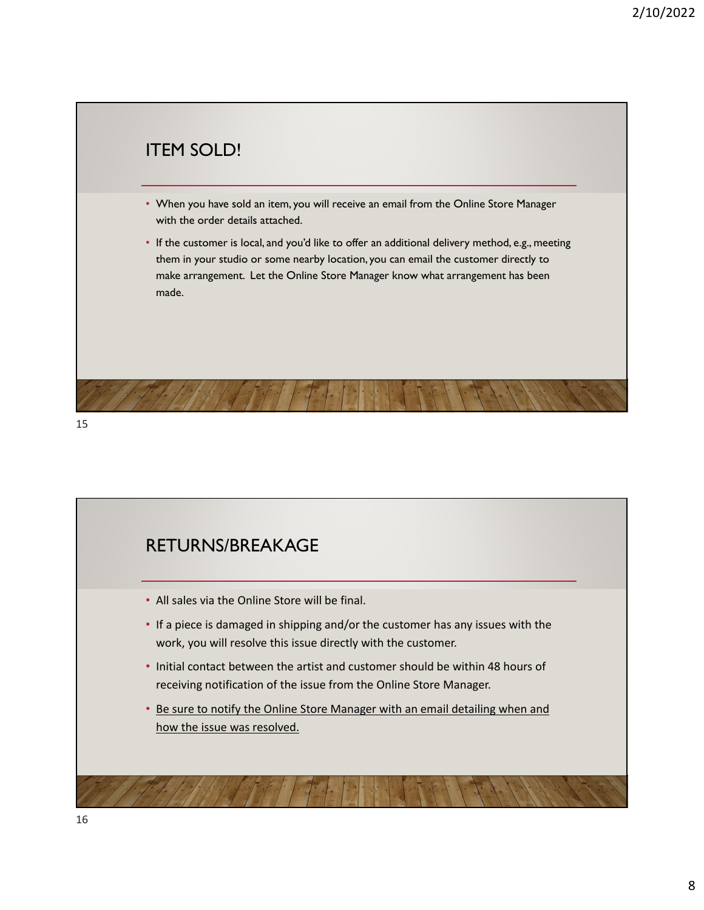## ITEM SOLD!

- When you have sold an item, you will receive an email from the Online Store Manager with the order details attached.
- If the customer is local, and you'd like to offer an additional delivery method, e.g., meeting them in your studio or some nearby location, you can email the customer directly to make arrangement. Let the Online Store Manager know what arrangement has been made.

## RETURNS/BREAKAGE

- All sales via the Online Store will be final.
- If a piece is damaged in shipping and/or the customer has any issues with the work, you will resolve this issue directly with the customer.
- Initial contact between the artist and customer should be within 48 hours of receiving notification of the issue from the Online Store Manager.
- Be sure to notify the Online Store Manager with an email detailing when and how the issue was resolved.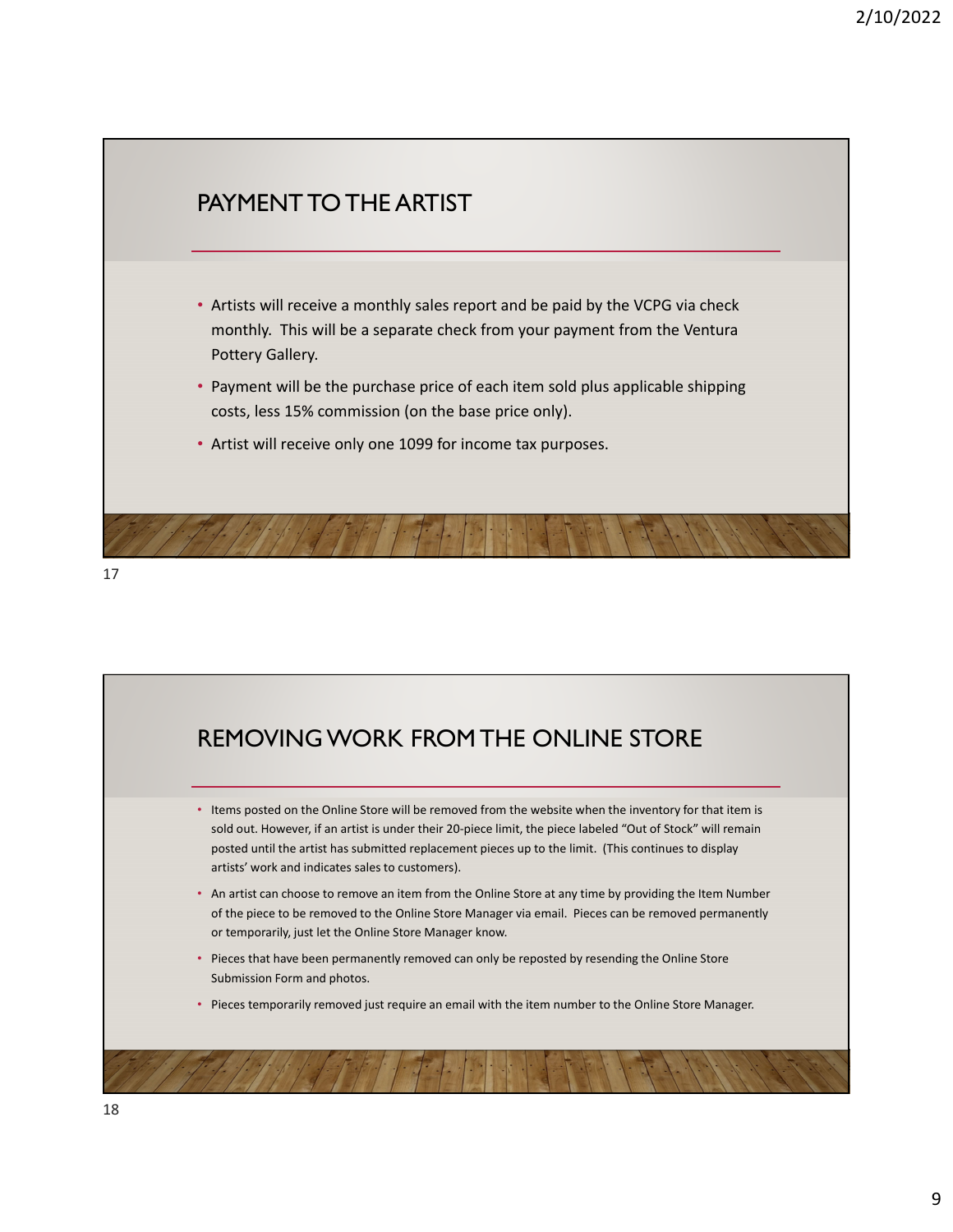## PAYMENT TO THE ARTIST

- Artists will receive a monthly sales report and be paid by the VCPG via check monthly. This will be a separate check from your payment from the Ventura Pottery Gallery.
- Payment will be the purchase price of each item sold plus applicable shipping costs, less 15% commission (on the base price only).
- Artist will receive only one 1099 for income tax purposes.

## REMOVING WORK FROM THE ONLINE STORE

- Items posted on the Online Store will be removed from the website when the inventory for that item is sold out. However, if an artist is under their 20-piece limit, the piece labeled "Out of Stock" will remain posted until the artist has submitted replacement pieces up to the limit. (This continues to display artists' work and indicates sales to customers).
- An artist can choose to remove an item from the Online Store at any time by providing the Item Number of the piece to be removed to the Online Store Manager via email. Pieces can be removed permanently or temporarily, just let the Online Store Manager know.
- Pieces that have been permanently removed can only be reposted by resending the Online Store Submission Form and photos.
- Pieces temporarily removed just require an email with the item number to the Online Store Manager.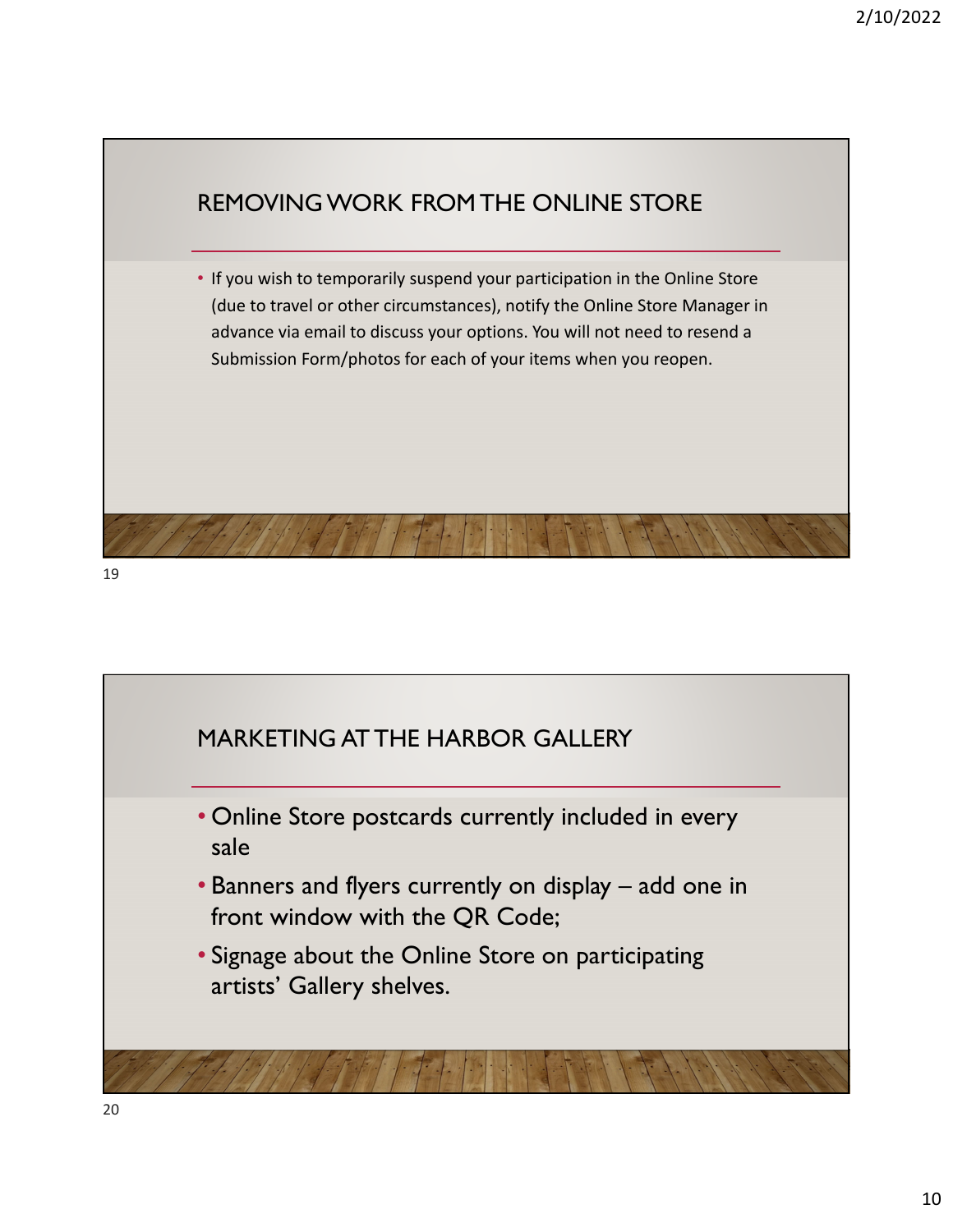## REMOVING WORK FROM THE ONLINE STORE

- If you wish to temporarily suspend your participation in the Online Store (due to travel or other circumstances), notify the Online Store Manager in advance via email to discuss your options. You will not need to resend a Submission Form/photos for each of your items when you reopen.

## MARKETING AT THE HARBOR GALLERY

- Online Store postcards currently included in every sale
- Banners and flyers currently on display – add one in front window with the QR Code;
- Signage about the Online Store on participating artists' Gallery shelves.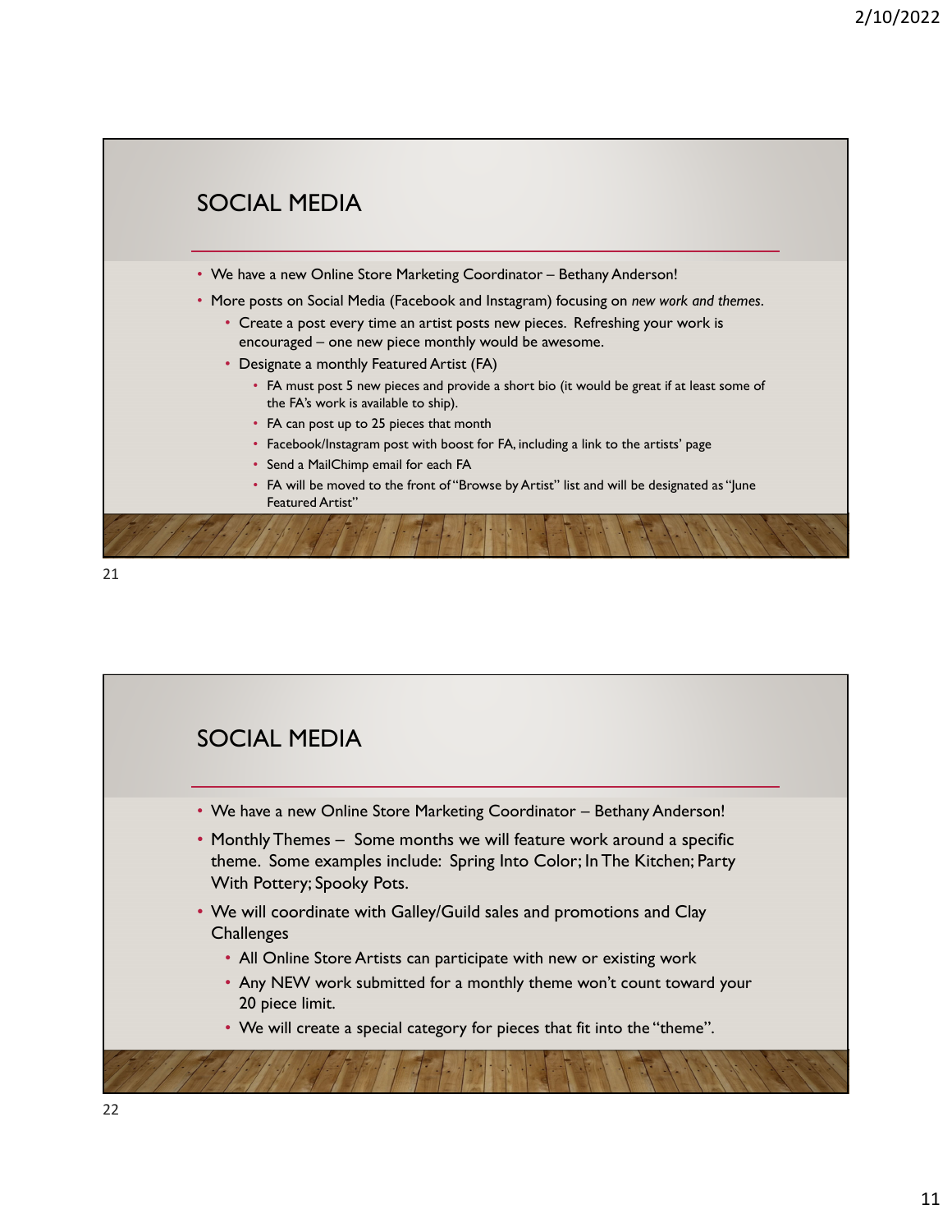## SOCIAL MEDIA

- We have a new Online Store Marketing Coordinator – Bethany Anderson!
- More posts on Social Media (Facebook and Instagram) focusing on *new work and themes*.
  - Create a post every time an artist posts new pieces. Refreshing your work is encouraged – one new piece monthly would be awesome.
  - Designate a monthly Featured Artist (FA)
    - FA must post 5 new pieces and provide a short bio (it would be great if at least some of the FA's work is available to ship).
    - FA can post up to 25 pieces that month
    - Facebook/Instagram post with boost for FA, including a link to the artists' page
    - Send a MailChimp email for each FA
    - FA will be moved to the front of "Browse by Artist" list and will be designated as "June Featured Artist"

## SOCIAL MEDIA

- We have a new Online Store Marketing Coordinator – Bethany Anderson!
- Monthly Themes – Some months we will feature work around a specific theme. Some examples include: Spring Into Color; In The Kitchen; Party With Pottery; Spooky Pots.
- We will coordinate with Galley/Guild sales and promotions and Clay Challenges
  - All Online Store Artists can participate with new or existing work
  - Any NEW work submitted for a monthly theme won't count toward your 20 piece limit.
  - We will create a special category for pieces that fit into the "theme".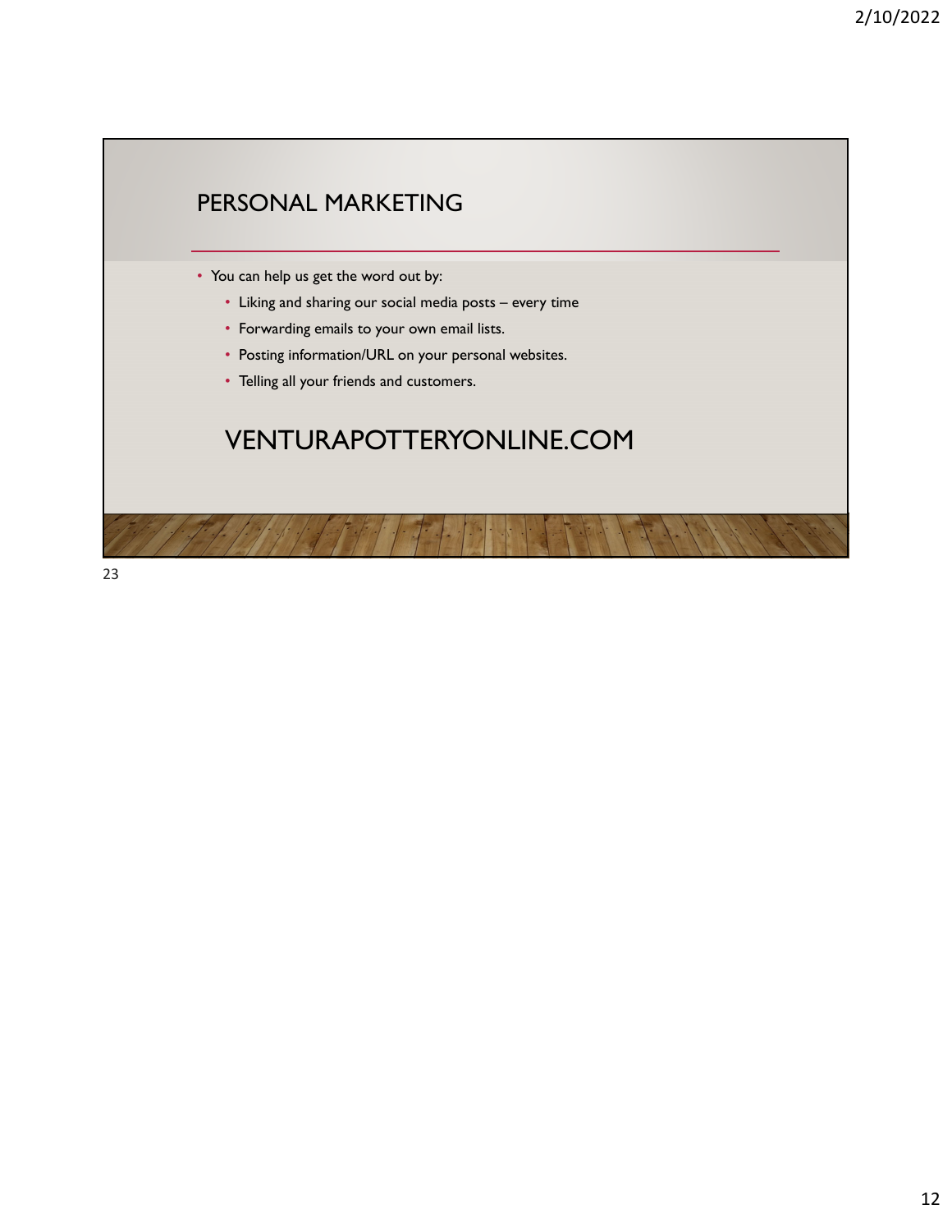## PERSONAL MARKETING

- You can help us get the word out by:
  - Liking and sharing our social media posts – every time
  - Forwarding emails to your own email lists.
  - Posting information/URL on your personal websites.
  - Telling all your friends and customers.

### VENTURAPOTTERYONLINE.COM